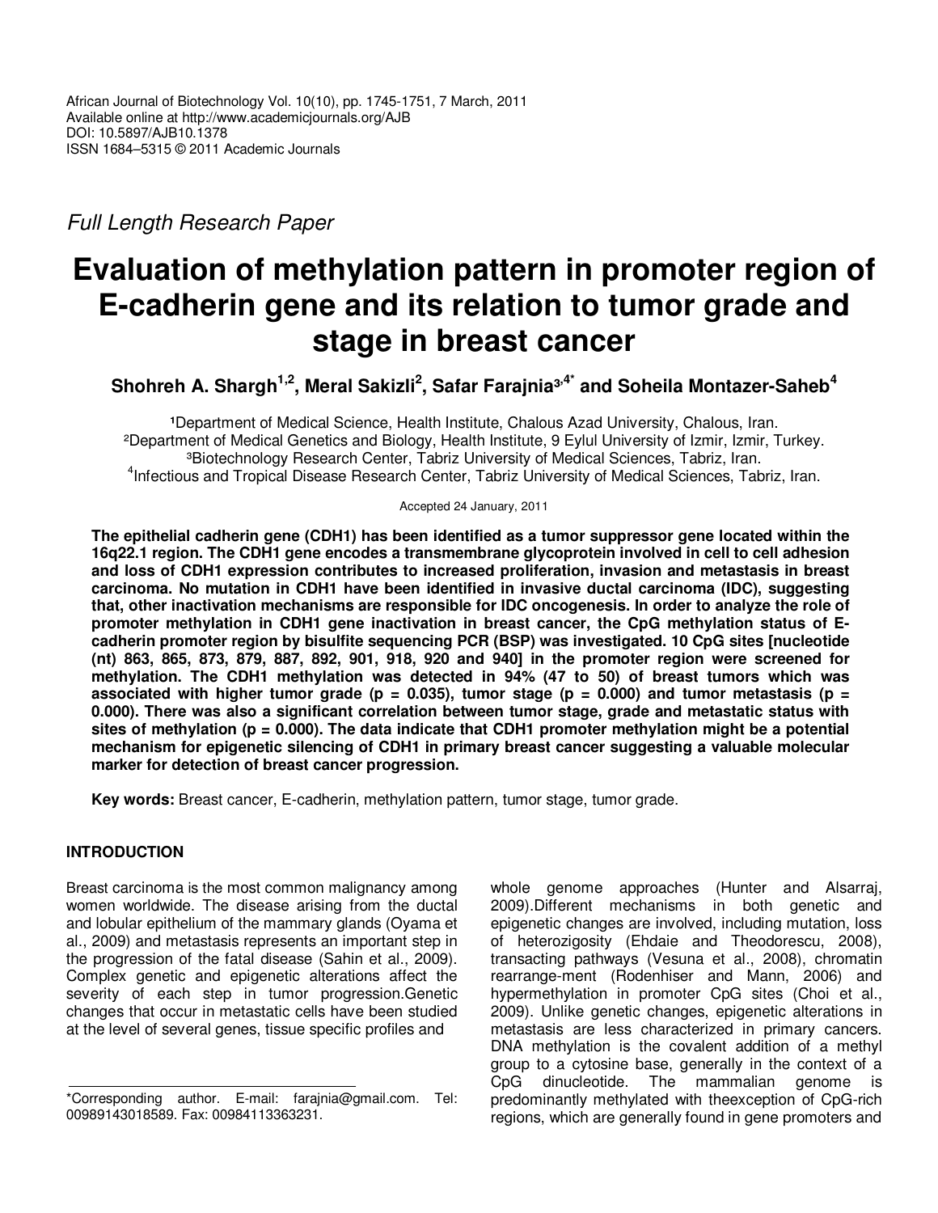African Journal of Biotechnology Vol. 10(10), pp. 1745-1751, 7 March, 2011
Available online at http://www.academicjournals.org/AJB
DOI: 10.5897/AJB10.1378
ISSN 1684–5315 © 2011 Academic Journals

*Full Length Research Paper*

# Evaluation of methylation pattern in promoter region of E-cadherin gene and its relation to tumor grade and stage in breast cancer

**Shohreh A. Shargh[1,2], Meral Sakizli[2], Safar Farajnia[3,4*] and Soheila Montazer-Saheb[4]**

[1]Department of Medical Science, Health Institute, Chalous Azad University, Chalous, Iran.
[2]Department of Medical Genetics and Biology, Health Institute, 9 Eylul University of Izmir, Izmir, Turkey.
[3]Biotechnology Research Center, Tabriz University of Medical Sciences, Tabriz, Iran.
[4]Infectious and Tropical Disease Research Center, Tabriz University of Medical Sciences, Tabriz, Iran.

Accepted 24 January, 2011

**The epithelial cadherin gene (CDH1) has been identified as a tumor suppressor gene located within the 16q22.1 region. The CDH1 gene encodes a transmembrane glycoprotein involved in cell to cell adhesion and loss of CDH1 expression contributes to increased proliferation, invasion and metastasis in breast carcinoma. No mutation in CDH1 have been identified in invasive ductal carcinoma (IDC), suggesting that, other inactivation mechanisms are responsible for IDC oncogenesis. In order to analyze the role of promoter methylation in CDH1 gene inactivation in breast cancer, the CpG methylation status of E-cadherin promoter region by bisulfite sequencing PCR (BSP) was investigated. 10 CpG sites [nucleotide (nt) 863, 865, 873, 879, 887, 892, 901, 918, 920 and 940] in the promoter region were screened for methylation. The CDH1 methylation was detected in 94% (47 to 50) of breast tumors which was associated with higher tumor grade ($p = 0.035$), tumor stage ($p = 0.000$) and tumor metastasis ($p = 0.000$). There was also a significant correlation between tumor stage, grade and metastatic status with sites of methylation ($p = 0.000$). The data indicate that CDH1 promoter methylation might be a potential mechanism for epigenetic silencing of CDH1 in primary breast cancer suggesting a valuable molecular marker for detection of breast cancer progression.**

**Key words:** Breast cancer, E-cadherin, methylation pattern, tumor stage, tumor grade.

## INTRODUCTION

Breast carcinoma is the most common malignancy among women worldwide. The disease arising from the ductal and lobular epithelium of the mammary glands (Oyama et al., 2009) and metastasis represents an important step in the progression of the fatal disease (Sahin et al., 2009). Complex genetic and epigenetic alterations affect the severity of each step in tumor progression.Genetic changes that occur in metastatic cells have been studied at the level of several genes, tissue specific profiles and whole genome approaches (Hunter and Alsarraj, 2009).Different mechanisms in both genetic and epigenetic changes are involved, including mutation, loss of heterozigosity (Ehdaie and Theodorescu, 2008), transacting pathways (Vesuna et al., 2008), chromatin rearrange-ment (Rodenhiser and Mann, 2006) and hypermethylation in promoter CpG sites (Choi et al., 2009). Unlike genetic changes, epigenetic alterations in metastasis are less characterized in primary cancers. DNA methylation is the covalent addition of a methyl group to a cytosine base, generally in the context of a CpG dinucleotide. The mammalian genome is predominantly methylated with theexception of CpG-rich regions, which are generally found in gene promoters and

*Corresponding author. E-mail: farajnia@gmail.com. Tel: 00989143018589. Fax: 00984113363231.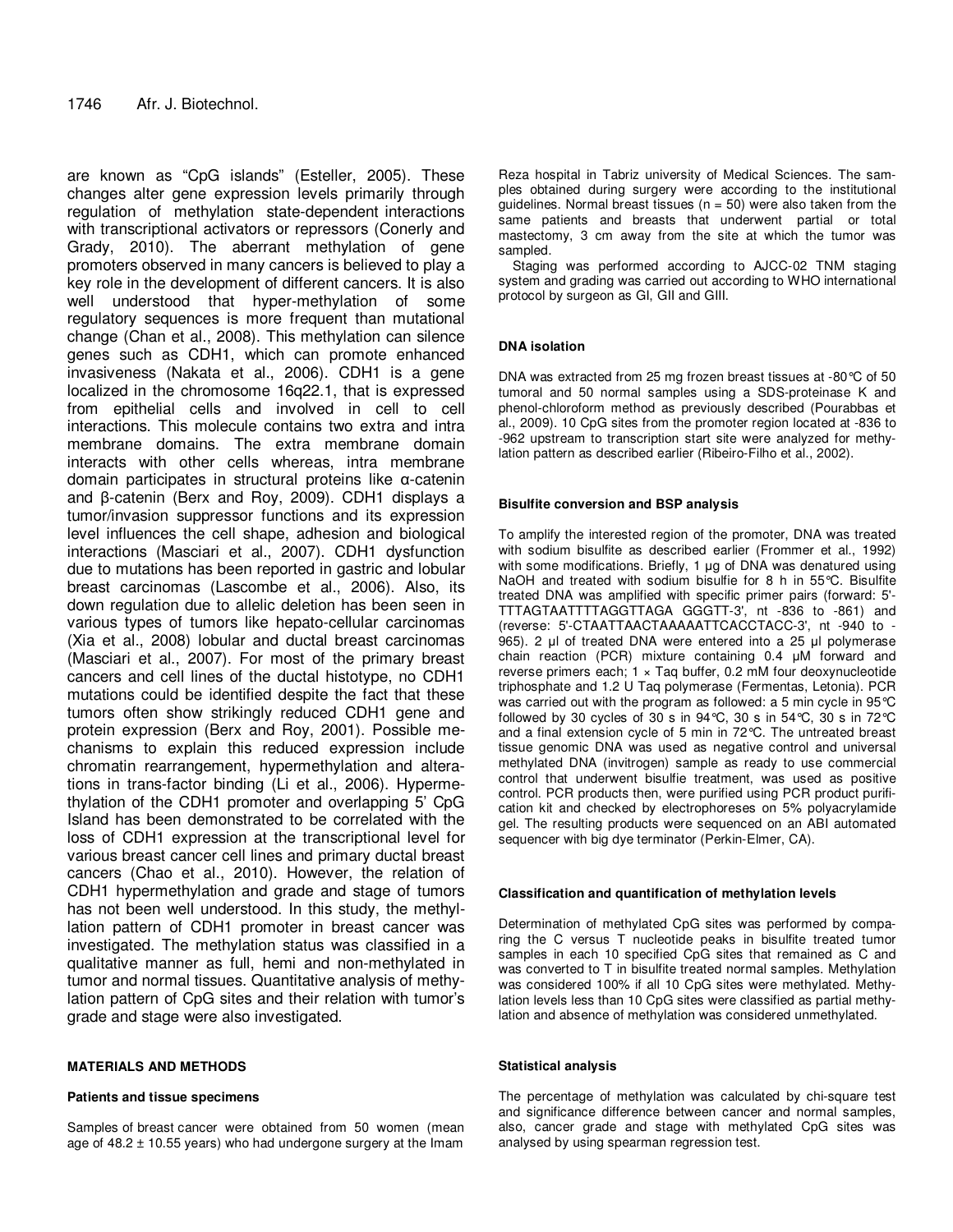are known as "CpG islands" (Esteller, 2005). These changes alter gene expression levels primarily through regulation of methylation state-dependent interactions with transcriptional activators or repressors (Conerly and Grady, 2010). The aberrant methylation of gene promoters observed in many cancers is believed to play a key role in the development of different cancers. It is also well understood that hyper-methylation of some regulatory sequences is more frequent than mutational change (Chan et al., 2008). This methylation can silence genes such as CDH1, which can promote enhanced invasiveness (Nakata et al., 2006). CDH1 is a gene localized in the chromosome 16q22.1, that is expressed from epithelial cells and involved in cell to cell interactions. This molecule contains two extra and intra membrane domains. The extra membrane domain interacts with other cells whereas, intra membrane domain participates in structural proteins like α-catenin and β-catenin (Berx and Roy, 2009). CDH1 displays a tumor/invasion suppressor functions and its expression level influences the cell shape, adhesion and biological interactions (Masciari et al., 2007). CDH1 dysfunction due to mutations has been reported in gastric and lobular breast carcinomas (Lascombe et al., 2006). Also, its down regulation due to allelic deletion has been seen in various types of tumors like hepato-cellular carcinomas (Xia et al., 2008) lobular and ductal breast carcinomas (Masciari et al., 2007). For most of the primary breast cancers and cell lines of the ductal histotype, no CDH1 mutations could be identified despite the fact that these tumors often show strikingly reduced CDH1 gene and protein expression (Berx and Roy, 2001). Possible mechanisms to explain this reduced expression include chromatin rearrangement, hypermethylation and alterations in trans-factor binding (Li et al., 2006). Hypermethylation of the CDH1 promoter and overlapping 5' CpG Island has been demonstrated to be correlated with the loss of CDH1 expression at the transcriptional level for various breast cancer cell lines and primary ductal breast cancers (Chao et al., 2010). However, the relation of CDH1 hypermethylation and grade and stage of tumors has not been well understood. In this study, the methyllation pattern of CDH1 promoter in breast cancer was investigated. The methylation status was classified in a qualitative manner as full, hemi and non-methylated in tumor and normal tissues. Quantitative analysis of methylation pattern of CpG sites and their relation with tumor's grade and stage were also investigated.

## MATERIALS AND METHODS

### Patients and tissue specimens

Samples of breast cancer were obtained from 50 women (mean age of 48.2 ± 10.55 years) who had undergone surgery at the Imam Reza hospital in Tabriz university of Medical Sciences. The samples obtained during surgery were according to the institutional guidelines. Normal breast tissues (n = 50) were also taken from the same patients and breasts that underwent partial or total mastectomy, 3 cm away from the site at which the tumor was sampled.

Staging was performed according to AJCC-02 TNM staging system and grading was carried out according to WHO international protocol by surgeon as GI, GII and GIII.

### DNA isolation

DNA was extracted from 25 mg frozen breast tissues at -80°C of 50 tumoral and 50 normal samples using a SDS-proteinase K and phenol-chloroform method as previously described (Pourabbas et al., 2009). 10 CpG sites from the promoter region located at -836 to -962 upstream to transcription start site were analyzed for methylation pattern as described earlier (Ribeiro-Filho et al., 2002).

### Bisulfite conversion and BSP analysis

To amplify the interested region of the promoter, DNA was treated with sodium bisulfite as described earlier (Frommer et al., 1992) with some modifications. Briefly, 1 µg of DNA was denatured using NaOH and treated with sodium bisulfite for 8 h in 55°C. Bisulfite treated DNA was amplified with specific primer pairs (forward: 5'-TTTAGTAATTTTAGGTTAGA GGGTT-3', nt -836 to -861) and (reverse: 5'-CTAATTAACTAAAAATTCACCTACC-3', nt -940 to -965). 2 µl of treated DNA were entered into a 25 µl polymerase chain reaction (PCR) mixture containing 0.4 µM forward and reverse primers each; 1 × Taq buffer, 0.2 mM four deoxynucleotide triphosphate and 1.2 U Taq polymerase (Fermentas, Letonia). PCR was carried out with the program as followed: a 5 min cycle in 95°C followed by 30 cycles of 30 s in 94°C, 30 s in 54°C, 30 s in 72°C and a final extension cycle of 5 min in 72°C. The untreated breast tissue genomic DNA was used as negative control and universal methylated DNA (invitrogen) sample as ready to use commercial control that underwent bisulfite treatment, was used as positive control. PCR products then, were purified using PCR product purification kit and checked by electrophoreses on 5% polyacrylamide gel. The resulting products were sequenced on an ABI automated sequencer with big dye terminator (Perkin-Elmer, CA).

### Classification and quantification of methylation levels

Determination of methylated CpG sites was performed by comparing the C versus T nucleotide peaks in bisulfite treated tumor samples in each 10 specified CpG sites that remained as C and was converted to T in bisulfite treated normal samples. Methylation was considered 100% if all 10 CpG sites were methylated. Methylation levels less than 10 CpG sites were classified as partial methylation and absence of methylation was considered unmethylated.

### Statistical analysis

The percentage of methylation was calculated by chi-square test and significance difference between cancer and normal samples, also, cancer grade and stage with methylated CpG sites was analysed by using spearman regression test.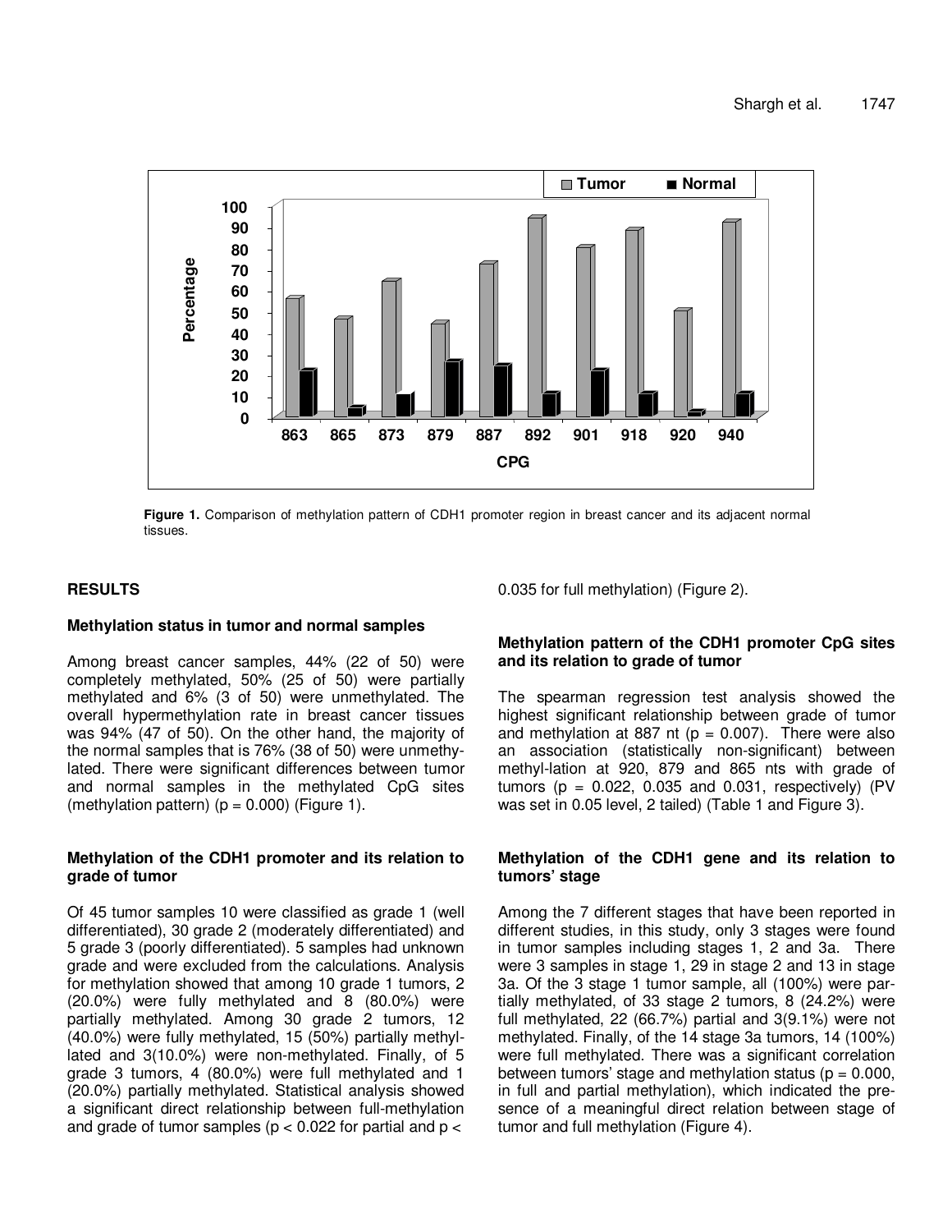Figure 1. Comparison of methylation pattern of CDH1 promoter region in breast cancer and its adjacent normal tissues.

## RESULTS

### Methylation status in tumor and normal samples

Among breast cancer samples, 44% (22 of 50) were completely methylated, 50% (25 of 50) were partially methylated and 6% (3 of 50) were unmethylated. The overall hypermethylation rate in breast cancer tissues was 94% (47 of 50). On the other hand, the majority of the normal samples that is 76% (38 of 50) were unmethylated. There were significant differences between tumor and normal samples in the methylated CpG sites (methylation pattern) ($p = 0.000$) (Figure 1).

### Methylation of the CDH1 promoter and its relation to grade of tumor

Of 45 tumor samples 10 were classified as grade 1 (well differentiated), 30 grade 2 (moderately differentiated) and 5 grade 3 (poorly differentiated). 5 samples had unknown grade and were excluded from the calculations. Analysis for methylation showed that among 10 grade 1 tumors, 2 (20.0%) were fully methylated and 8 (80.0%) were partially methylated. Among 30 grade 2 tumors, 12 (40.0%) were fully methylated, 15 (50%) partially methyllated and 3(10.0%) were non-methylated. Finally, of 5 grade 3 tumors, 4 (80.0%) were full methylated and 1 (20.0%) partially methylated. Statistical analysis showed a significant direct relationship between full-methylation and grade of tumor samples ($p < 0.022$ for partial and $p < 0.035$ for full methylation) (Figure 2).

### Methylation pattern of the CDH1 promoter CpG sites and its relation to grade of tumor

The spearman regression test analysis showed the highest significant relationship between grade of tumor and methylation at 887 nt ($p = 0.007$). There were also an association (statistically non-significant) between methyl-lation at 920, 879 and 865 nts with grade of tumors ($p = 0.022$, 0.035 and 0.031, respectively) (PV was set in 0.05 level, 2 tailed) (Table 1 and Figure 3).

### Methylation of the CDH1 gene and its relation to tumors' stage

Among the 7 different stages that have been reported in different studies, in this study, only 3 stages were found in tumor samples including stages 1, 2 and 3a. There were 3 samples in stage 1, 29 in stage 2 and 13 in stage 3a. Of the 3 stage 1 tumor sample, all (100%) were partially methylated, of 33 stage 2 tumors, 8 (24.2%) were full methylated, 22 (66.7%) partial and 3(9.1%) were not methylated. Finally, of the 14 stage 3a tumors, 14 (100%) were full methylated. There was a significant correlation between tumors' stage and methylation status ($p = 0.000$, in full and partial methylation), which indicated the presence of a meaningful direct relation between stage of tumor and full methylation (Figure 4).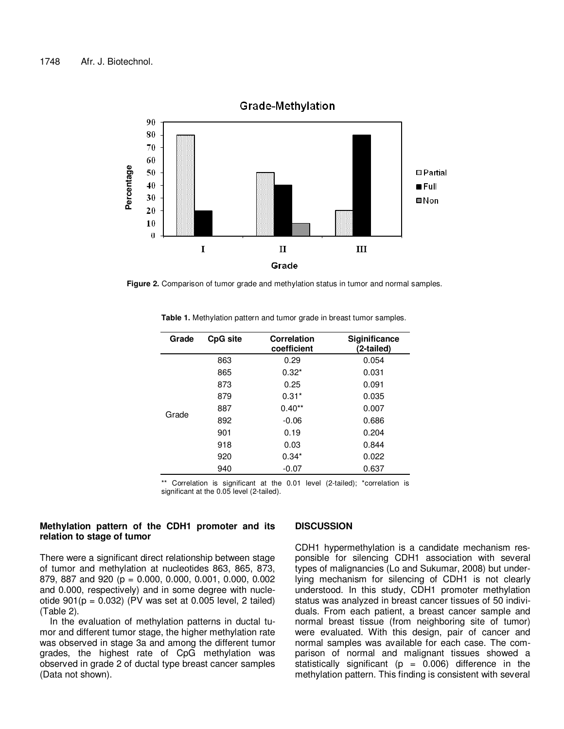Figure 2. Comparison of tumor grade and methylation status in tumor and normal samples.

**Table 1.** Methylation pattern and tumor grade in breast tumor samples.

| Grade | CpG site | Correlation coefficient | Siginificance (2-tailed) |
|---|---|---|---|
| Grade | 863 | 0.29 | 0.054 |
| | 865 | 0.32* | 0.031 |
| | 873 | 0.25 | 0.091 |
| | 879 | 0.31* | 0.035 |
| | 887 | 0.40** | 0.007 |
| | 892 | -0.06 | 0.686 |
| | 901 | 0.19 | 0.204 |
| | 918 | 0.03 | 0.844 |
| | 920 | 0.34* | 0.022 |
| | 940 | -0.07 | 0.637 |

** Correlation is significant at the 0.01 level (2-tailed); *correlation is significant at the 0.05 level (2-tailed).

### Methylation pattern of the CDH1 promoter and its relation to stage of tumor

There were a significant direct relationship between stage of tumor and methylation at nucleotides 863, 865, 873, 879, 887 and 920 ($p$ = 0.000, 0.000, 0.001, 0.000, 0.002 and 0.000, respectively) and in some degree with nucleotide 901($p = 0.032$) (PV was set at 0.005 level, 2 tailed) (Table 2).

In the evaluation of methylation patterns in ductal tumor and different tumor stage, the higher methylation rate was observed in stage 3a and among the different tumor grades, the highest rate of CpG methylation was observed in grade 2 of ductal type breast cancer samples (Data not shown).

## DISCUSSION

CDH1 hypermethylation is a candidate mechanism responsible for silencing CDH1 association with several types of malignancies (Lo and Sukumar, 2008) but underlying mechanism for silencing of CDH1 is not clearly understood. In this study, CDH1 promoter methylation status was analyzed in breast cancer tissues of 50 individuals. From each patient, a breast cancer sample and normal breast tissue (from neighboring site of tumor) were evaluated. With this design, pair of cancer and normal samples was available for each case. The comparison of normal and malignant tissues showed a statistically significant ($p = 0.006$) difference in the methylation pattern. This finding is consistent with several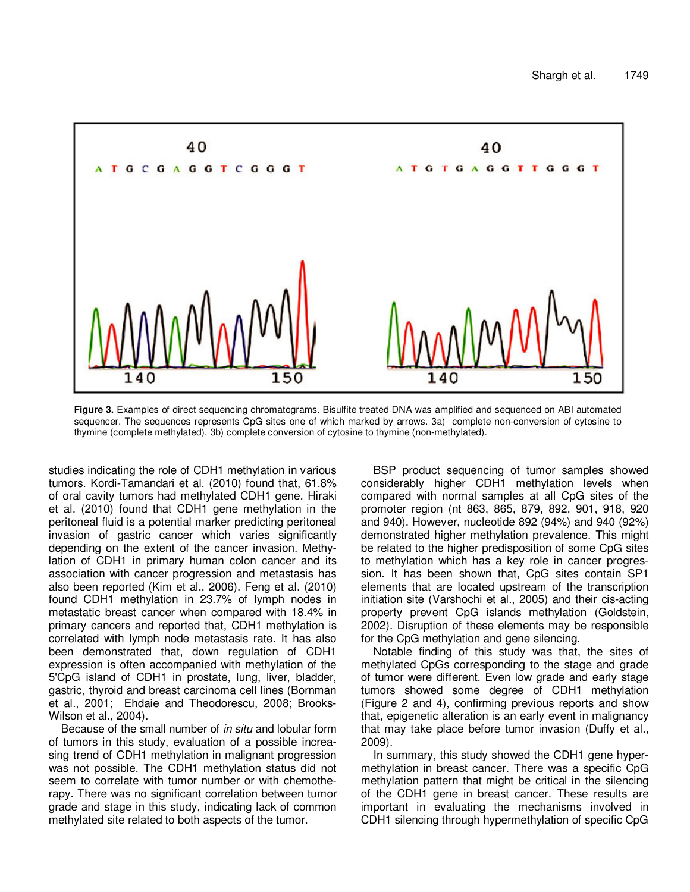Figure 3. Examples of direct sequencing chromatograms. Bisulfite treated DNA was amplified and sequenced on ABI automated sequencer. The sequences represents CpG sites one of which marked by arrows. 3a) complete non-conversion of cytosine to thymine (complete methylated). 3b) complete conversion of cytosine to thymine (non-methylated).

studies indicating the role of CDH1 methylation in various tumors. Kordi-Tamandari et al. (2010) found that, 61.8% of oral cavity tumors had methylated CDH1 gene. Hiraki et al. (2010) found that CDH1 gene methylation in the peritoneal fluid is a potential marker predicting peritoneal invasion of gastric cancer which varies significantly depending on the extent of the cancer invasion. Methylation of CDH1 in primary human colon cancer and its association with cancer progression and metastasis has also been reported (Kim et al., 2006). Feng et al. (2010) found CDH1 methylation in 23.7% of lymph nodes in metastatic breast cancer when compared with 18.4% in primary cancers and reported that, CDH1 methylation is correlated with lymph node metastasis rate. It has also been demonstrated that, down regulation of CDH1 expression is often accompanied with methylation of the 5'CpG island of CDH1 in prostate, lung, liver, bladder, gastric, thyroid and breast carcinoma cell lines (Bornman et al., 2001; Ehdaie and Theodorescu, 2008; Brooks-Wilson et al., 2004).

Because of the small number of *in situ* and lobular form of tumors in this study, evaluation of a possible increasing trend of CDH1 methylation in malignant progression was not possible. The CDH1 methylation status did not seem to correlate with tumor number or with chemotherapy. There was no significant correlation between tumor grade and stage in this study, indicating lack of common methylated site related to both aspects of the tumor.

BSP product sequencing of tumor samples showed considerably higher CDH1 methylation levels when compared with normal samples at all CpG sites of the promoter region (nt 863, 865, 879, 892, 901, 918, 920 and 940). However, nucleotide 892 (94%) and 940 (92%) demonstrated higher methylation prevalence. This might be related to the higher predisposition of some CpG sites to methylation which has a key role in cancer progression. It has been shown that, CpG sites contain SP1 elements that are located upstream of the transcription initiation site (Varshochi et al., 2005) and their cis-acting property prevent CpG islands methylation (Goldstein, 2002). Disruption of these elements may be responsible for the CpG methylation and gene silencing.

Notable finding of this study was that, the sites of methylated CpGs corresponding to the stage and grade of tumor were different. Even low grade and early stage tumors showed some degree of CDH1 methylation (Figure 2 and 4), confirming previous reports and show that, epigenetic alteration is an early event in malignancy that may take place before tumor invasion (Duffy et al., 2009).

In summary, this study showed the CDH1 gene hypermethylation in breast cancer. There was a specific CpG methylation pattern that might be critical in the silencing of the CDH1 gene in breast cancer. These results are important in evaluating the mechanisms involved in CDH1 silencing through hypermethylation of specific CpG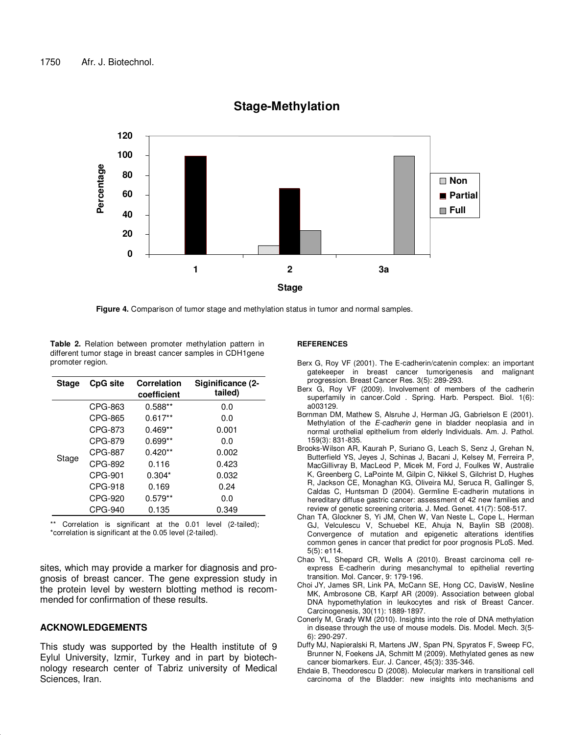Figure 4. Comparison of tumor stage and methylation status in tumor and normal samples.

**Table 2.** Relation between promoter methylation pattern in different tumor stage in breast cancer samples in CDH1gene promoter region.

| Stage | CpG site | Correlation coefficient | Siginificance (2-tailed) |
|---|---|---|---|
| Stage | CPG-863 | 0.588** | 0.0 |
| | CPG-865 | 0.617** | 0.0 |
| | CPG-873 | 0.469** | 0.001 |
| | CPG-879 | 0.699** | 0.0 |
| | CPG-887 | 0.420** | 0.002 |
| | CPG-892 | 0.116 | 0.423 |
| | CPG-901 | 0.304* | 0.032 |
| | CPG-918 | 0.169 | 0.24 |
| | CPG-920 | 0.579** | 0.0 |
| | CPG-940 | 0.135 | 0.349 |

** Correlation is significant at the 0.01 level (2-tailed); *correlation is significant at the 0.05 level (2-tailed).

sites, which may provide a marker for diagnosis and prognosis of breast cancer. The gene expression study in the protein level by western blotting method is recommended for confirmation of these results.

## ACKNOWLEDGEMENTS

This study was supported by the Health institute of 9 Eylul University, Izmir, Turkey and in part by biotechnology research center of Tabriz university of Medical Sciences, Iran.

## REFERENCES

Berx G, Roy VF (2001). The E-cadherin/catenin complex: an important gatekeeper in breast cancer tumorigenesis and malignant progression. Breast Cancer Res. 3(5): 289-293.

Berx G, Roy VF (2009). Involvement of members of the cadherin superfamily in cancer.Cold . Spring. Harb. Perspect. Biol. 1(6): a003129.

Bornman DM, Mathew S, Alsruhe J, Herman JG, Gabrielson E (2001). Methylation of the *E-cadherin* gene in bladder neoplasia and in normal urothelial epithelium from elderly Individuals. Am. J. Pathol. 159(3): 831-835.

Brooks-Wilson AR, Kaurah P, Suriano G, Leach S, Senz J, Grehan N, Butterfield YS, Jeyes J, Schinas J, Bacani J, Kelsey M, Ferreira P, MacGillivray B, MacLeod P, Micek M, Ford J, Foulkes W, Australie K, Greenberg C, LaPointe M, Gilpin C, Nikkel S, Gilchrist D, Hughes R, Jackson CE, Monaghan KG, Oliveira MJ, Seruca R, Gallinger S, Caldas C, Huntsman D (2004). Germline E-cadherin mutations in hereditary diffuse gastric cancer: assessment of 42 new families and review of genetic screening criteria. J. Med. Genet. 41(7): 508-517.

Chan TA, Glockner S, Yi JM, Chen W, Van Neste L, Cope L, Herman GJ, Velculescu V, Schuebel KE, Ahuja N, Baylin SB (2008). Convergence of mutation and epigenetic alterations identifies common genes in cancer that predict for poor prognosis PLoS. Med. 5(5): e114.

Chao YL, Shepard CR, Wells A (2010). Breast carcinoma cell re-express E-cadherin during mesanchymal to epithelial reverting transition. Mol. Cancer, 9: 179-196.

Choi JY, James SR, Link PA, McCann SE, Hong CC, DavisW, Nesline MK, Ambrosone CB, Karpf AR (2009). Association between global DNA hypomethylation in leukocytes and risk of Breast Cancer. Carcinogenesis, 30(11): 1889-1897.

Conerly M, Grady WM (2010). Insights into the role of DNA methylation in disease through the use of mouse models. Dis. Model. Mech. 3(5-6): 290-297.

Duffy MJ, Napieralski R, Martens JW, Span PN, Spyratos F, Sweep FC, Brunner N, Foekens JA, Schmitt M (2009). Methylated genes as new cancer biomarkers. Eur. J. Cancer, 45(3): 335-346.

Ehdaie B, Theodorescu D (2008). Molecular markers in transitional cell carcinoma of the Bladder: new insights into mechanisms and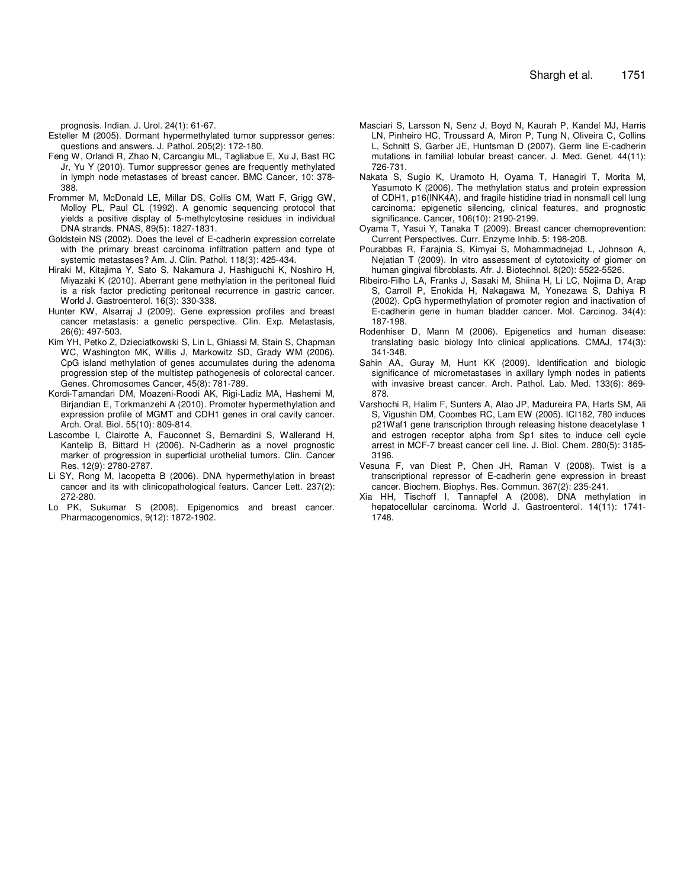prognosis. Indian. J. Urol. 24(1): 61-67.

Esteller M (2005). Dormant hypermethylated tumor suppressor genes: questions and answers. J. Pathol. 205(2): 172-180.

Feng W, Orlandi R, Zhao N, Carcangiu ML, Tagliabue E, Xu J, Bast RC Jr, Yu Y (2010). Tumor suppressor genes are frequently methylated in lymph node metastases of breast cancer. BMC Cancer, 10: 378-388.

Frommer M, McDonald LE, Millar DS, Collis CM, Watt F, Grigg GW, Molloy PL, Paul CL (1992). A genomic sequencing protocol that yields a positive display of 5-methylcytosine residues in individual DNA strands. PNAS, 89(5): 1827-1831.

Goldstein NS (2002). Does the level of E-cadherin expression correlate with the primary breast carcinoma infiltration pattern and type of systemic metastases? Am. J. Clin. Pathol. 118(3): 425-434.

Hiraki M, Kitajima Y, Sato S, Nakamura J, Hashiguchi K, Noshiro H, Miyazaki K (2010). Aberrant gene methylation in the peritoneal fluid is a risk factor predicting peritoneal recurrence in gastric cancer. World J. Gastroenterol. 16(3): 330-338.

Hunter KW, Alsarraj J (2009). Gene expression profiles and breast cancer metastasis: a genetic perspective. Clin. Exp. Metastasis, 26(6): 497-503.

Kim YH, Petko Z, Dzieciatkowski S, Lin L, Ghiassi M, Stain S, Chapman WC, Washington MK, Willis J, Markowitz SD, Grady WM (2006). CpG island methylation of genes accumulates during the adenoma progression step of the multistep pathogenesis of colorectal cancer. Genes. Chromosomes Cancer, 45(8): 781-789.

Kordi-Tamandari DM, Moazeni-Roodi AK, Rigi-Ladiz MA, Hashemi M, Birjandian E, Torkmanzehi A (2010). Promoter hypermethylation and expression profile of MGMT and CDH1 genes in oral cavity cancer. Arch. Oral. Biol. 55(10): 809-814.

Lascombe I, Clairotte A, Fauconnet S, Bernardini S, Wallerand H, Kantelip B, Bittard H (2006). N-Cadherin as a novel prognostic marker of progression in superficial urothelial tumors. Clin. Cancer Res. 12(9): 2780-2787.

Li SY, Rong M, Iacopetta B (2006). DNA hypermethylation in breast cancer and its with clinicopathological featurs. Cancer Lett. 237(2): 272-280.

Lo PK, Sukumar S (2008). Epigenomics and breast cancer. Pharmacogenomics, 9(12): 1872-1902.

Masciari S, Larsson N, Senz J, Boyd N, Kaurah P, Kandel MJ, Harris LN, Pinheiro HC, Troussard A, Miron P, Tung N, Oliveira C, Collins L, Schnitt S, Garber JE, Huntsman D (2007). Germ line E-cadherin mutations in familial lobular breast cancer. J. Med. Genet. 44(11): 726-731.

Nakata S, Sugio K, Uramoto H, Oyama T, Hanagiri T, Morita M, Yasumoto K (2006). The methylation status and protein expression of CDH1, p16(INK4A), and fragile histidine triad in nonsmall cell lung carcinoma: epigenetic silencing, clinical features, and prognostic significance. Cancer, 106(10): 2190-2199.

Oyama T, Yasui Y, Tanaka T (2009). Breast cancer chemoprevention: Current Perspectives. Curr. Enzyme Inhib. 5: 198-208.

Pourabbas R, Farajnia S, Kimyai S, Mohammadnejad L, Johnson A, Nejatian T (2009). In vitro assessment of cytotoxicity of giomer on human gingival fibroblasts. Afr. J. Biotechnol. 8(20): 5522-5526.

Ribeiro-Filho LA, Franks J, Sasaki M, Shiina H, Li LC, Nojima D, Arap S, Carroll P, Enokida H, Nakagawa M, Yonezawa S, Dahiya R (2002). CpG hypermethylation of promoter region and inactivation of E-cadherin gene in human bladder cancer. Mol. Carcinog. 34(4): 187-198.

Rodenhiser D, Mann M (2006). Epigenetics and human disease: translating basic biology Into clinical applications. CMAJ, 174(3): 341-348.

Sahin AA, Guray M, Hunt KK (2009). Identification and biologic significance of micrometastases in axillary lymph nodes in patients with invasive breast cancer. Arch. Pathol. Lab. Med. 133(6): 869-878.

Varshochi R, Halim F, Sunters A, Alao JP, Madureira PA, Harts SM, Ali S, Vigushin DM, Coombes RC, Lam EW (2005). ICI182, 780 induces p21Waf1 gene transcription through releasing histone deacetylase 1 and estrogen receptor alpha from Sp1 sites to induce cell cycle arrest in MCF-7 breast cancer cell line. J. Biol. Chem. 280(5): 3185-3196.

Vesuna F, van Diest P, Chen JH, Raman V (2008). Twist is a transcriptional repressor of E-cadherin gene expression in breast cancer. Biochem. Biophys. Res. Commun. 367(2): 235-241.

Xia HH, Tischoff I, Tannapfel A (2008). DNA methylation in hepatocellular carcinoma. World J. Gastroenterol. 14(11): 1741-1748.